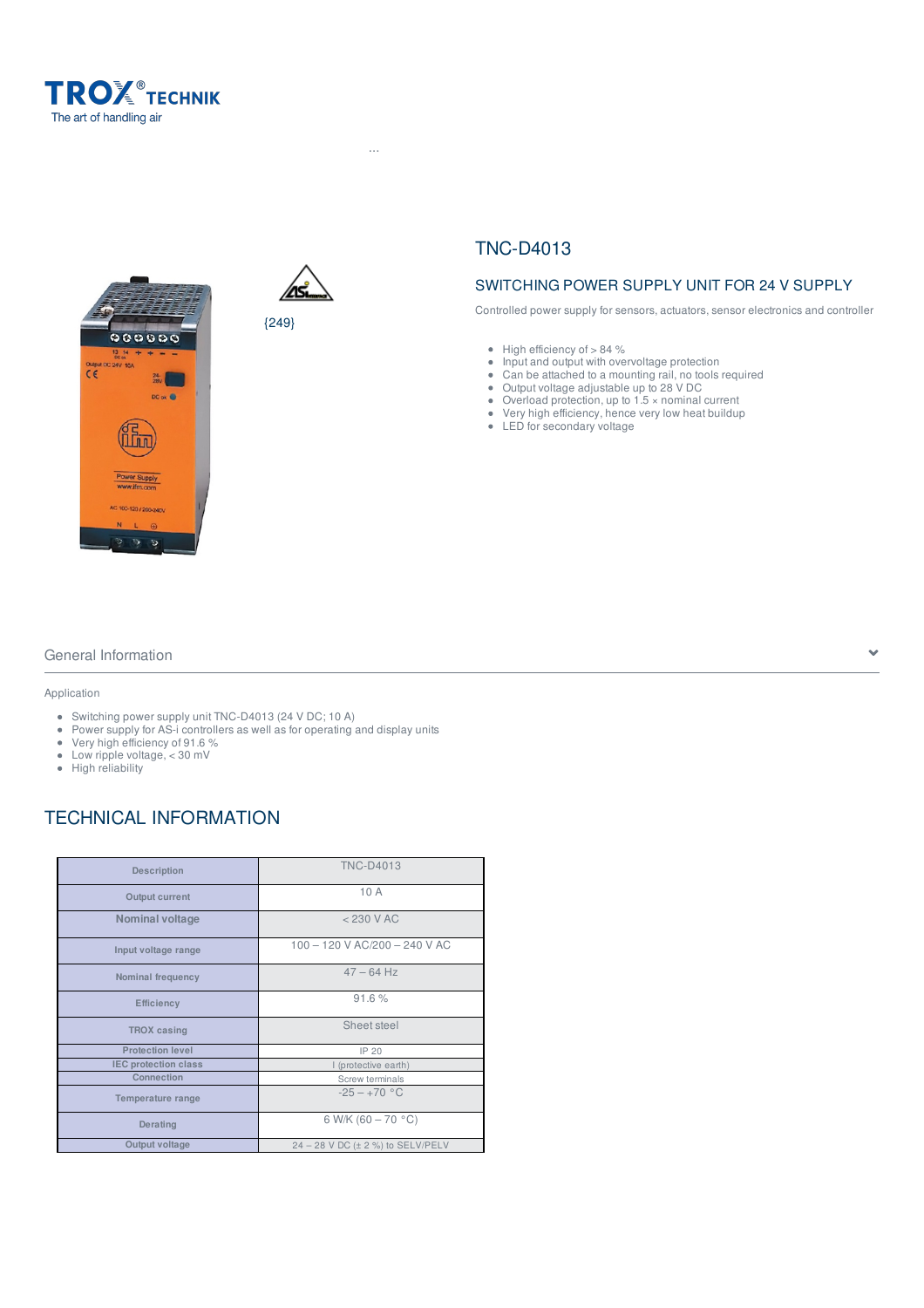TROX® TECHNIK
The art of handling air

...

{249}

# TNC-D4013

## SWITCHING POWER SUPPLY UNIT FOR 24 V SUPPLY

Controlled power supply for sensors, actuators, sensor electronics and controller

- High efficiency of > 84 %
- Input and output with overvoltage protection
- Can be attached to a mounting rail, no tools required
- Output voltage adjustable up to 28 V DC
- Overload protection, up to 1.5 × nominal current
- Very high efficiency, hence very low heat buildup
- LED for secondary voltage

## General Information

Application

- Switching power supply unit TNC-D4013 (24 V DC; 10 A)
- Power supply for AS-i controllers as well as for operating and display units
- Very high efficiency of 91.6 %
- Low ripple voltage, < 30 mV
- High reliability

## TECHNICAL INFORMATION

| Description | TNC-D4013 |
|---|---|
| Output current | 10 A |
| Nominal voltage | < 230 V AC |
| Input voltage range | 100 – 120 V AC/200 – 240 V AC |
| Nominal frequency | 47 – 64 Hz |
| Efficiency | 91.6 % |
| TROX casing | Sheet steel |
| Protection level | IP 20 |
| IEC protection class | I (protective earth) |
| Connection | Screw terminals |
| Temperature range | -25 – +70 °C |
| Derating | 6 W/K (60 – 70 °C) |
| Output voltage | 24 – 28 V DC (± 2 %) to SELV/PELV |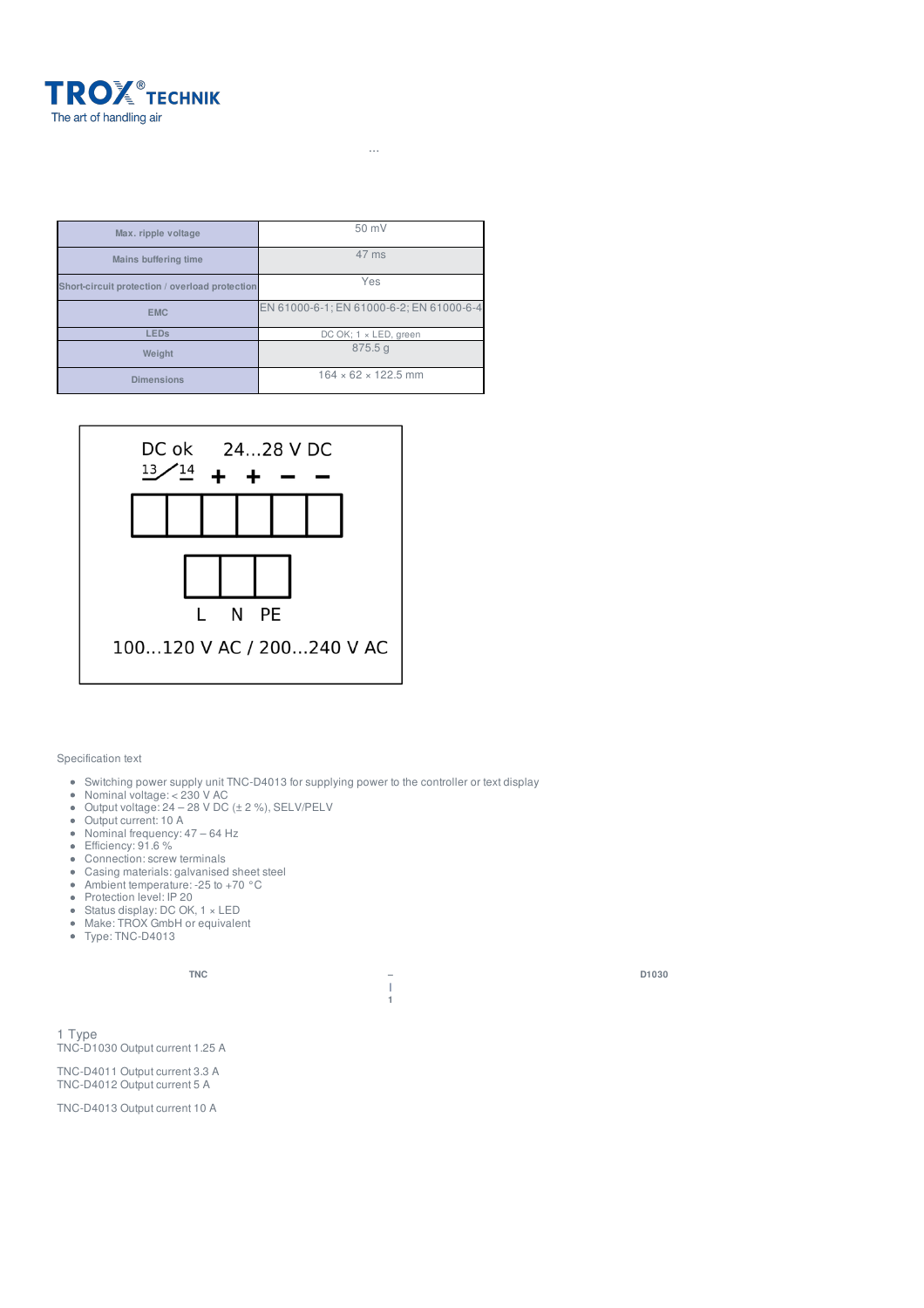| | |
|---|---|
| Max. ripple voltage | 50 mV |
| Mains buffering time | 47 ms |
| Short-circuit protection / overload protection | Yes |
| EMC | EN 61000-6-1; EN 61000-6-2; EN 61000-6-4 |
| LEDs | DC OK; 1 × LED, green |
| Weight | 875.5 g |
| Dimensions | 164 × 62 × 122.5 mm |

DC ok 24...28 V DC

13 14 + + − −

L N PE

100...120 V AC / 200...240 V AC

Specification text

- Switching power supply unit TNC-D4013 for supplying power to the controller or text display
- Nominal voltage: < 230 V AC
- Output voltage: 24 – 28 V DC (± 2 %), SELV/PELV
- Output current: 10 A
- Nominal frequency: 47 – 64 Hz
- Efficiency: 91.6 %
- Connection: screw terminals
- Casing materials: galvanised sheet steel
- Ambient temperature: -25 to +70 °C
- Protection level: IP 20
- Status display: DC OK, 1 × LED
- Make: TROX GmbH or equivalent
- Type: TNC-D4013

**TNC** – **D1030**

1

1 Type
TNC-D1030 Output current 1.25 A

TNC-D4011 Output current 3.3 A
TNC-D4012 Output current 5 A

TNC-D4013 Output current 10 A